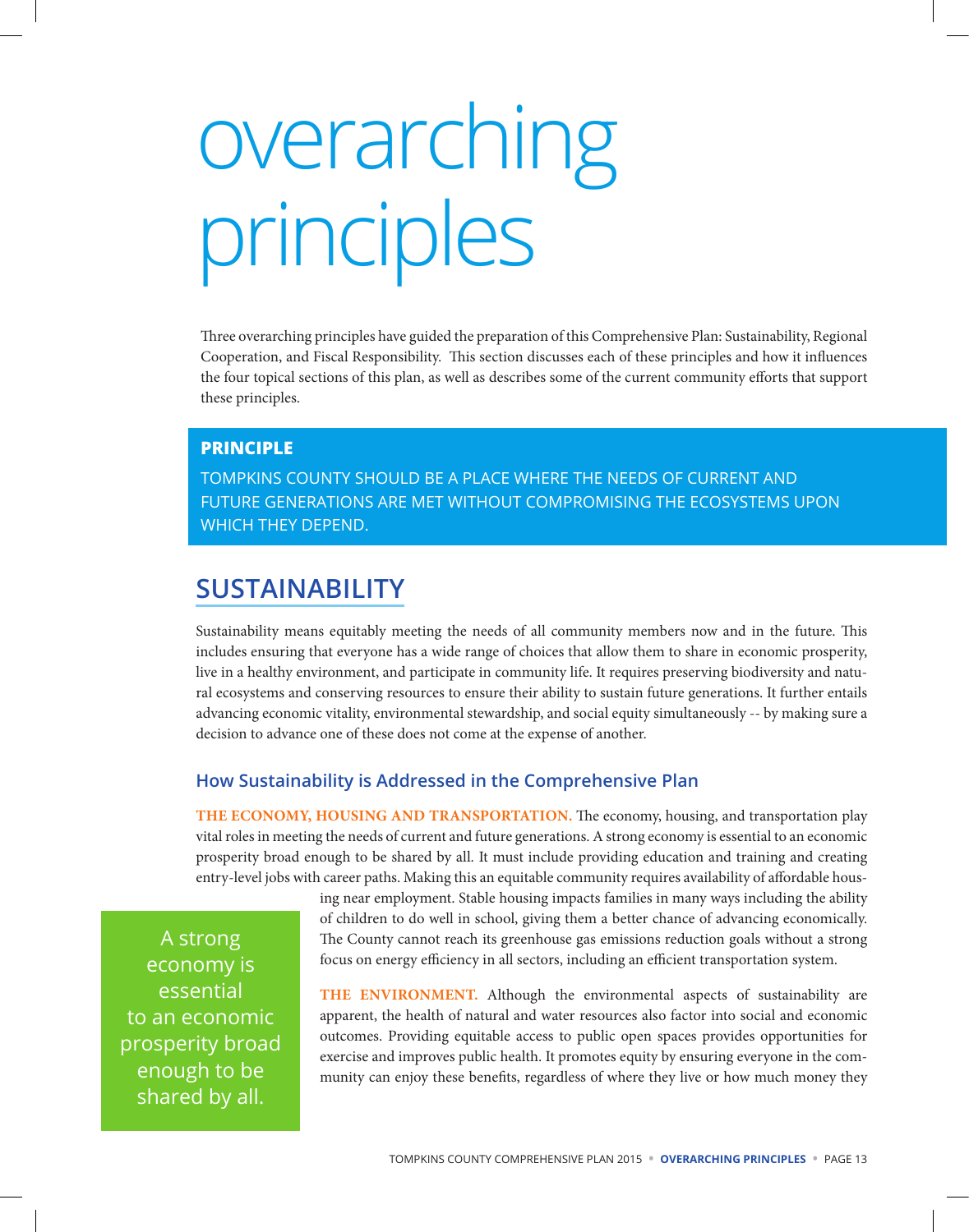# overarching principles

Three overarching principles have guided the preparation of this Comprehensive Plan: Sustainability, Regional Cooperation, and Fiscal Responsibility. This section discusses each of these principles and how it influences the four topical sections of this plan, as well as describes some of the current community efforts that support these principles.

**PRINCIPLE**

TOMPKINS COUNTY SHOULD BE A PLACE WHERE THE NEEDS OF CURRENT AND FUTURE GENERATIONS ARE MET WITHOUT COMPROMISING THE ECOSYSTEMS UPON WHICH THEY DEPEND.

## SUSTAINABILITY

Sustainability means equitably meeting the needs of all community members now and in the future. This includes ensuring that everyone has a wide range of choices that allow them to share in economic prosperity, live in a healthy environment, and participate in community life. It requires preserving biodiversity and natural ecosystems and conserving resources to ensure their ability to sustain future generations. It further entails advancing economic vitality, environmental stewardship, and social equity simultaneously -- by making sure a decision to advance one of these does not come at the expense of another.

### How Sustainability is Addressed in the Comprehensive Plan

**THE ECONOMY, HOUSING AND TRANSPORTATION.** The economy, housing, and transportation play vital roles in meeting the needs of current and future generations. A strong economy is essential to an economic prosperity broad enough to be shared by all. It must include providing education and training and creating entry-level jobs with career paths. Making this an equitable community requires availability of affordable housing near employment. Stable housing impacts families in many ways including the ability of children to do well in school, giving them a better chance of advancing economically. The County cannot reach its greenhouse gas emissions reduction goals without a strong focus on energy efficiency in all sectors, including an efficient transportation system.

A strong economy is essential to an economic prosperity broad enough to be shared by all.

**THE ENVIRONMENT.** Although the environmental aspects of sustainability are apparent, the health of natural and water resources also factor into social and economic outcomes. Providing equitable access to public open spaces provides opportunities for exercise and improves public health. It promotes equity by ensuring everyone in the community can enjoy these benefits, regardless of where they live or how much money they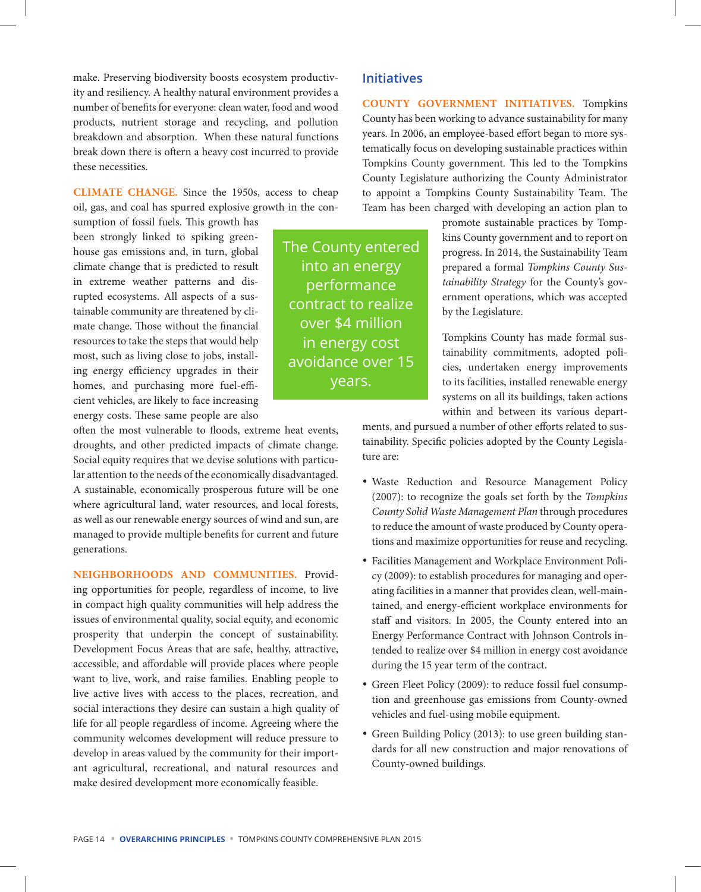make. Preserving biodiversity boosts ecosystem productivity and resiliency. A healthy natural environment provides a number of benefits for everyone: clean water, food and wood products, nutrient storage and recycling, and pollution breakdown and absorption. When these natural functions break down there is oftern a heavy cost incurred to provide these necessities.

**CLIMATE CHANGE.** Since the 1950s, access to cheap oil, gas, and coal has spurred explosive growth in the consumption of fossil fuels. This growth has been strongly linked to spiking greenhouse gas emissions and, in turn, global climate change that is predicted to result in extreme weather patterns and disrupted ecosystems. All aspects of a sustainable community are threatened by climate change. Those without the financial resources to take the steps that would help most, such as living close to jobs, installing energy efficiency upgrades in their homes, and purchasing more fuel-efficient vehicles, are likely to face increasing energy costs. These same people are also often the most vulnerable to floods, extreme heat events, droughts, and other predicted impacts of climate change. Social equity requires that we devise solutions with particular attention to the needs of the economically disadvantaged. A sustainable, economically prosperous future will be one where agricultural land, water resources, and local forests, as well as our renewable energy sources of wind and sun, are managed to provide multiple benefits for current and future generations.

**NEIGHBORHOODS AND COMMUNITIES.** Providing opportunities for people, regardless of income, to live in compact high quality communities will help address the issues of environmental quality, social equity, and economic prosperity that underpin the concept of sustainability. Development Focus Areas that are safe, healthy, attractive, accessible, and affordable will provide places where people want to live, work, and raise families. Enabling people to live active lives with access to the places, recreation, and social interactions they desire can sustain a high quality of life for all people regardless of income. Agreeing where the community welcomes development will reduce pressure to develop in areas valued by the community for their important agricultural, recreational, and natural resources and make desired development more economically feasible.

> The County entered into an energy performance contract to realize over $4 million in energy cost avoidance over 15 years.

## Initiatives

**COUNTY GOVERNMENT INITIATIVES.** Tompkins County has been working to advance sustainability for many years. In 2006, an employee-based effort began to more systematically focus on developing sustainable practices within Tompkins County government. This led to the Tompkins County Legislature authorizing the County Administrator to appoint a Tompkins County Sustainability Team. The Team has been charged with developing an action plan to promote sustainable practices by Tompkins County government and to report on progress. In 2014, the Sustainability Team prepared a formal *Tompkins County Sustainability Strategy* for the County's government operations, which was accepted by the Legislature.

Tompkins County has made formal sustainability commitments, adopted policies, undertaken energy improvements to its facilities, installed renewable energy systems on all its buildings, taken actions within and between its various departments, and pursued a number of other efforts related to sustainability. Specific policies adopted by the County Legislature are:

- Waste Reduction and Resource Management Policy (2007): to recognize the goals set forth by the *Tompkins County Solid Waste Management Plan* through procedures to reduce the amount of waste produced by County operations and maximize opportunities for reuse and recycling.
- Facilities Management and Workplace Environment Policy (2009): to establish procedures for managing and operating facilities in a manner that provides clean, well-maintained, and energy-efficient workplace environments for staff and visitors. In 2005, the County entered into an Energy Performance Contract with Johnson Controls intended to realize over $4 million in energy cost avoidance during the 15 year term of the contract.
- Green Fleet Policy (2009): to reduce fossil fuel consumption and greenhouse gas emissions from County-owned vehicles and fuel-using mobile equipment.
- Green Building Policy (2013): to use green building standards for all new construction and major renovations of County-owned buildings.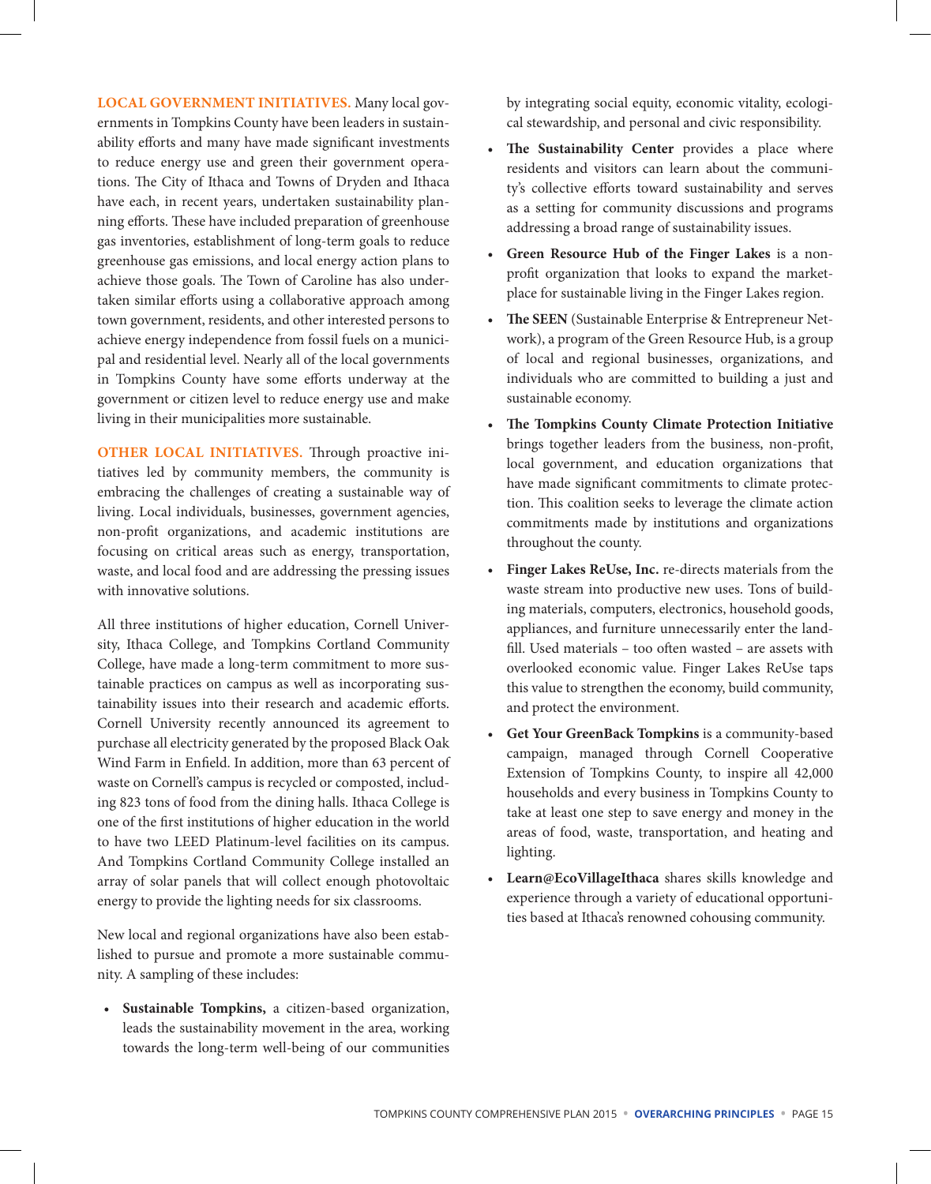**LOCAL GOVERNMENT INITIATIVES.** Many local governments in Tompkins County have been leaders in sustainability efforts and many have made significant investments to reduce energy use and green their government operations. The City of Ithaca and Towns of Dryden and Ithaca have each, in recent years, undertaken sustainability planning efforts. These have included preparation of greenhouse gas inventories, establishment of long-term goals to reduce greenhouse gas emissions, and local energy action plans to achieve those goals. The Town of Caroline has also undertaken similar efforts using a collaborative approach among town government, residents, and other interested persons to achieve energy independence from fossil fuels on a municipal and residential level. Nearly all of the local governments in Tompkins County have some efforts underway at the government or citizen level to reduce energy use and make living in their municipalities more sustainable.

**OTHER LOCAL INITIATIVES.** Through proactive initiatives led by community members, the community is embracing the challenges of creating a sustainable way of living. Local individuals, businesses, government agencies, non-profit organizations, and academic institutions are focusing on critical areas such as energy, transportation, waste, and local food and are addressing the pressing issues with innovative solutions.

All three institutions of higher education, Cornell University, Ithaca College, and Tompkins Cortland Community College, have made a long-term commitment to more sustainable practices on campus as well as incorporating sustainability issues into their research and academic efforts. Cornell University recently announced its agreement to purchase all electricity generated by the proposed Black Oak Wind Farm in Enfield. In addition, more than 63 percent of waste on Cornell's campus is recycled or composted, including 823 tons of food from the dining halls. Ithaca College is one of the first institutions of higher education in the world to have two LEED Platinum-level facilities on its campus. And Tompkins Cortland Community College installed an array of solar panels that will collect enough photovoltaic energy to provide the lighting needs for six classrooms.

New local and regional organizations have also been established to pursue and promote a more sustainable community. A sampling of these includes:

- **Sustainable Tompkins,** a citizen-based organization, leads the sustainability movement in the area, working towards the long-term well-being of our communities by integrating social equity, economic vitality, ecological stewardship, and personal and civic responsibility.
- **The Sustainability Center** provides a place where residents and visitors can learn about the community's collective efforts toward sustainability and serves as a setting for community discussions and programs addressing a broad range of sustainability issues.
- **Green Resource Hub of the Finger Lakes** is a non-profit organization that looks to expand the marketplace for sustainable living in the Finger Lakes region.
- **The SEEN** (Sustainable Enterprise & Entrepreneur Network), a program of the Green Resource Hub, is a group of local and regional businesses, organizations, and individuals who are committed to building a just and sustainable economy.
- **The Tompkins County Climate Protection Initiative** brings together leaders from the business, non-profit, local government, and education organizations that have made significant commitments to climate protection. This coalition seeks to leverage the climate action commitments made by institutions and organizations throughout the county.
- **Finger Lakes ReUse, Inc.** re-directs materials from the waste stream into productive new uses. Tons of building materials, computers, electronics, household goods, appliances, and furniture unnecessarily enter the landfill. Used materials – too often wasted – are assets with overlooked economic value. Finger Lakes ReUse taps this value to strengthen the economy, build community, and protect the environment.
- **Get Your GreenBack Tompkins** is a community-based campaign, managed through Cornell Cooperative Extension of Tompkins County, to inspire all 42,000 households and every business in Tompkins County to take at least one step to save energy and money in the areas of food, waste, transportation, and heating and lighting.
- **Learn@EcoVillageIthaca** shares skills knowledge and experience through a variety of educational opportunities based at Ithaca's renowned cohousing community.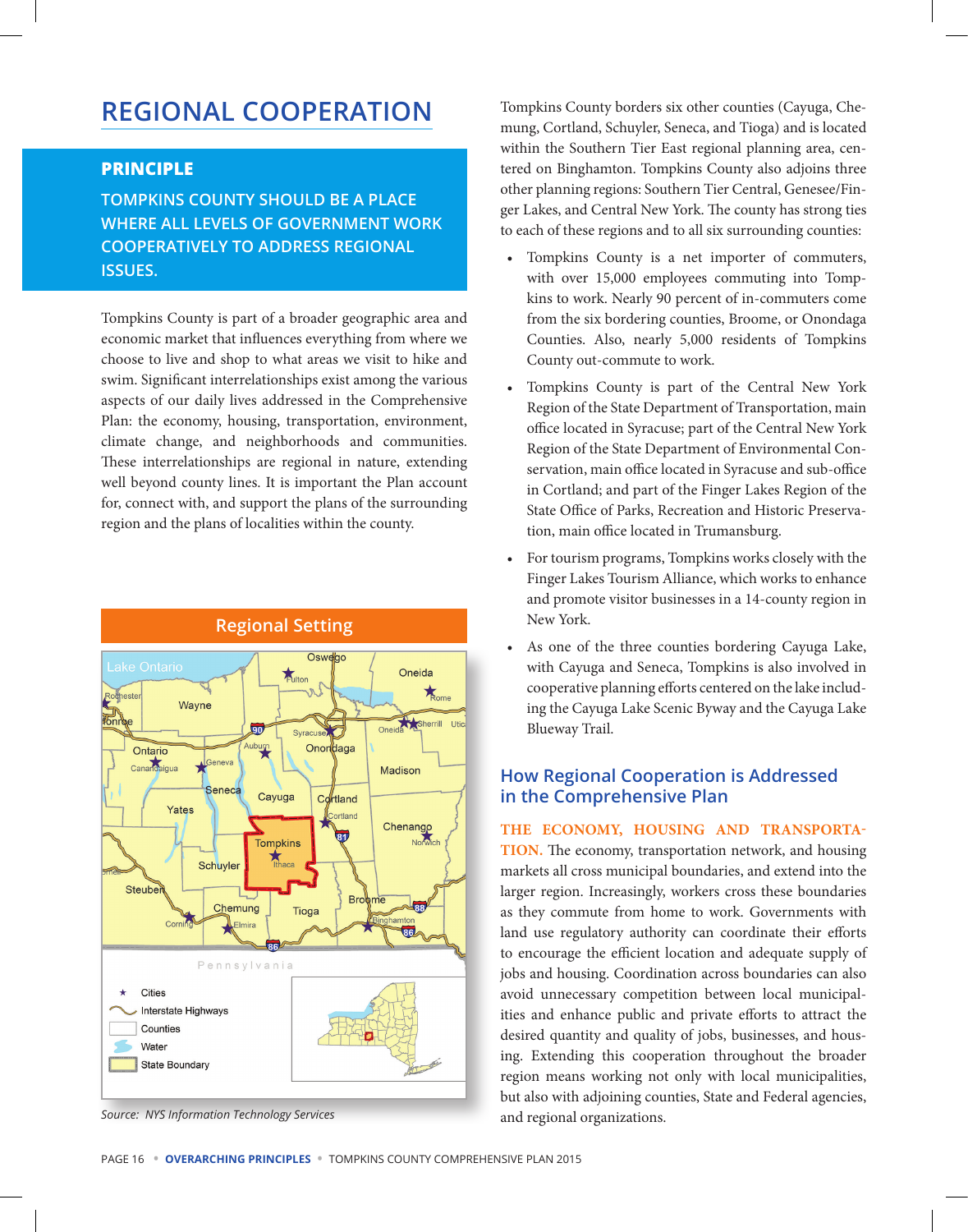# REGIONAL COOPERATION

## PRINCIPLE

**TOMPKINS COUNTY SHOULD BE A PLACE WHERE ALL LEVELS OF GOVERNMENT WORK COOPERATIVELY TO ADDRESS REGIONAL ISSUES.**

Tompkins County is part of a broader geographic area and economic market that influences everything from where we choose to live and shop to what areas we visit to hike and swim. Significant interrelationships exist among the various aspects of our daily lives addressed in the Comprehensive Plan: the economy, housing, transportation, environment, climate change, and neighborhoods and communities. These interrelationships are regional in nature, extending well beyond county lines. It is important the Plan account for, connect with, and support the plans of the surrounding region and the plans of localities within the county.

**Regional Setting**

*Source: NYS Information Technology Services*

Tompkins County borders six other counties (Cayuga, Chemung, Cortland, Schuyler, Seneca, and Tioga) and is located within the Southern Tier East regional planning area, centered on Binghamton. Tompkins County also adjoins three other planning regions: Southern Tier Central, Genesee/Finger Lakes, and Central New York. The county has strong ties to each of these regions and to all six surrounding counties:

- Tompkins County is a net importer of commuters, with over 15,000 employees commuting into Tompkins to work. Nearly 90 percent of in-commuters come from the six bordering counties, Broome, or Onondaga Counties. Also, nearly 5,000 residents of Tompkins County out-commute to work.
- Tompkins County is part of the Central New York Region of the State Department of Transportation, main office located in Syracuse; part of the Central New York Region of the State Department of Environmental Conservation, main office located in Syracuse and sub-office in Cortland; and part of the Finger Lakes Region of the State Office of Parks, Recreation and Historic Preservation, main office located in Trumansburg.
- For tourism programs, Tompkins works closely with the Finger Lakes Tourism Alliance, which works to enhance and promote visitor businesses in a 14-county region in New York.
- As one of the three counties bordering Cayuga Lake, with Cayuga and Seneca, Tompkins is also involved in cooperative planning efforts centered on the lake including the Cayuga Lake Scenic Byway and the Cayuga Lake Blueway Trail.

## How Regional Cooperation is Addressed in the Comprehensive Plan

**THE ECONOMY, HOUSING AND TRANSPORTATION.** The economy, transportation network, and housing markets all cross municipal boundaries, and extend into the larger region. Increasingly, workers cross these boundaries as they commute from home to work. Governments with land use regulatory authority can coordinate their efforts to encourage the efficient location and adequate supply of jobs and housing. Coordination across boundaries can also avoid unnecessary competition between local municipalities and enhance public and private efforts to attract the desired quantity and quality of jobs, businesses, and housing. Extending this cooperation throughout the broader region means working not only with local municipalities, but also with adjoining counties, State and Federal agencies, and regional organizations.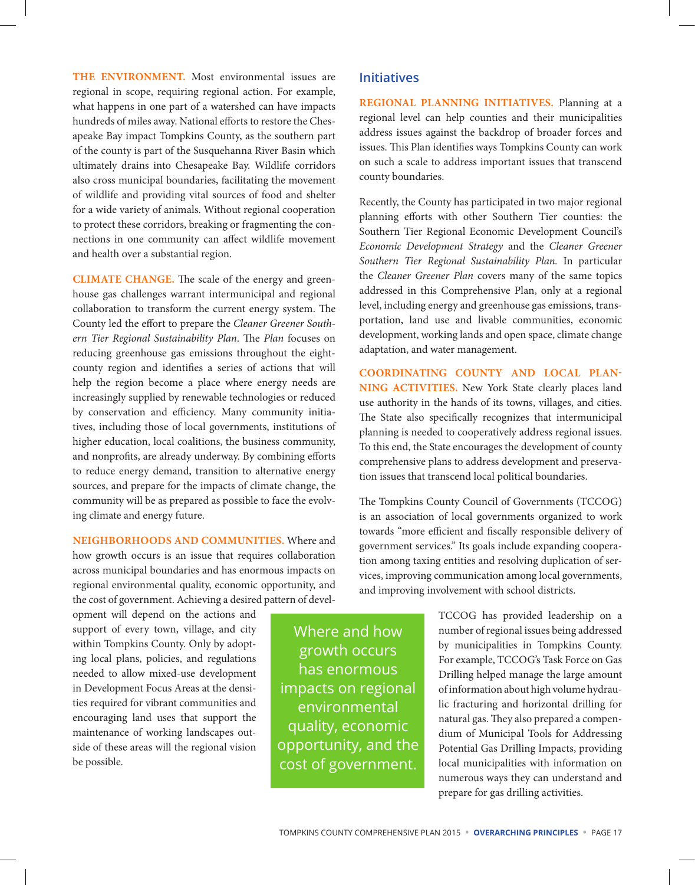**THE ENVIRONMENT.** Most environmental issues are regional in scope, requiring regional action. For example, what happens in one part of a watershed can have impacts hundreds of miles away. National efforts to restore the Chesapeake Bay impact Tompkins County, as the southern part of the county is part of the Susquehanna River Basin which ultimately drains into Chesapeake Bay. Wildlife corridors also cross municipal boundaries, facilitating the movement of wildlife and providing vital sources of food and shelter for a wide variety of animals. Without regional cooperation to protect these corridors, breaking or fragmenting the connections in one community can affect wildlife movement and health over a substantial region.

**CLIMATE CHANGE.** The scale of the energy and greenhouse gas challenges warrant intermunicipal and regional collaboration to transform the current energy system. The County led the effort to prepare the *Cleaner Greener Southern Tier Regional Sustainability Plan*. The *Plan* focuses on reducing greenhouse gas emissions throughout the eight-county region and identifies a series of actions that will help the region become a place where energy needs are increasingly supplied by renewable technologies or reduced by conservation and efficiency. Many community initiatives, including those of local governments, institutions of higher education, local coalitions, the business community, and nonprofits, are already underway. By combining efforts to reduce energy demand, transition to alternative energy sources, and prepare for the impacts of climate change, the community will be as prepared as possible to face the evolving climate and energy future.

**NEIGHBORHOODS AND COMMUNITIES.** Where and how growth occurs is an issue that requires collaboration across municipal boundaries and has enormous impacts on regional environmental quality, economic opportunity, and the cost of government. Achieving a desired pattern of development will depend on the actions and support of every town, village, and city within Tompkins County. Only by adopting local plans, policies, and regulations needed to allow mixed-use development in Development Focus Areas at the densities required for vibrant communities and encouraging land uses that support the maintenance of working landscapes outside of these areas will the regional vision be possible.

> Where and how growth occurs has enormous impacts on regional environmental quality, economic opportunity, and the cost of government.

## Initiatives

**REGIONAL PLANNING INITIATIVES.** Planning at a regional level can help counties and their municipalities address issues against the backdrop of broader forces and issues. This Plan identifies ways Tompkins County can work on such a scale to address important issues that transcend county boundaries.

Recently, the County has participated in two major regional planning efforts with other Southern Tier counties: the Southern Tier Regional Economic Development Council's *Economic Development Strategy* and the *Cleaner Greener Southern Tier Regional Sustainability Plan.* In particular the *Cleaner Greener Plan* covers many of the same topics addressed in this Comprehensive Plan, only at a regional level, including energy and greenhouse gas emissions, transportation, land use and livable communities, economic development, working lands and open space, climate change adaptation, and water management.

**COORDINATING COUNTY AND LOCAL PLANNING ACTIVITIES.** New York State clearly places land use authority in the hands of its towns, villages, and cities. The State also specifically recognizes that intermunicipal planning is needed to cooperatively address regional issues. To this end, the State encourages the development of county comprehensive plans to address development and preservation issues that transcend local political boundaries.

The Tompkins County Council of Governments (TCCOG) is an association of local governments organized to work towards "more efficient and fiscally responsible delivery of government services." Its goals include expanding cooperation among taxing entities and resolving duplication of services, improving communication among local governments, and improving involvement with school districts.

TCCOG has provided leadership on a number of regional issues being addressed by municipalities in Tompkins County. For example, TCCOG's Task Force on Gas Drilling helped manage the large amount of information about high volume hydraulic fracturing and horizontal drilling for natural gas. They also prepared a compendium of Municipal Tools for Addressing Potential Gas Drilling Impacts, providing local municipalities with information on numerous ways they can understand and prepare for gas drilling activities.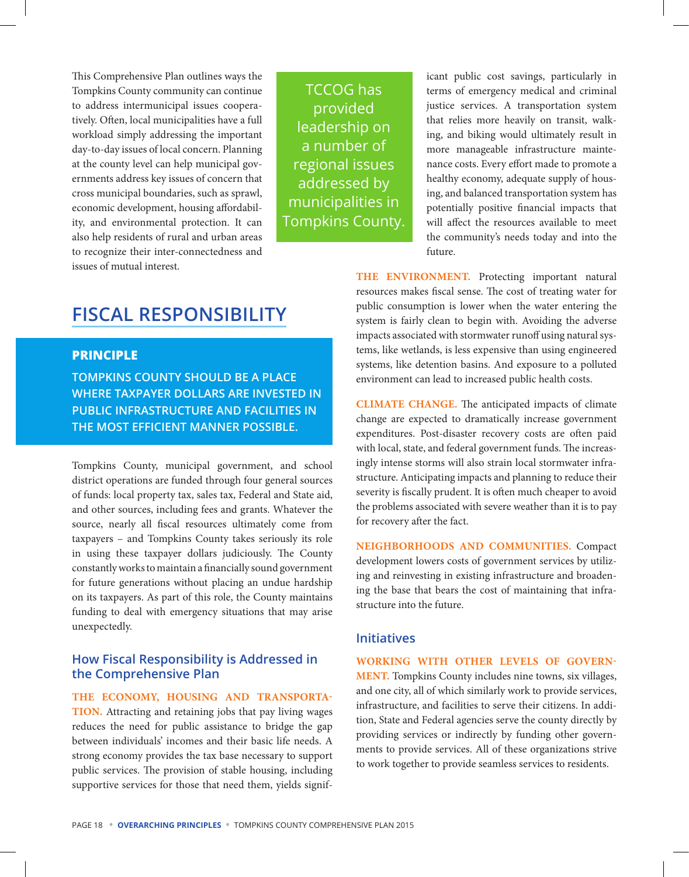This Comprehensive Plan outlines ways the Tompkins County community can continue to address intermunicipal issues cooperatively. Often, local municipalities have a full workload simply addressing the important day-to-day issues of local concern. Planning at the county level can help municipal governments address key issues of concern that cross municipal boundaries, such as sprawl, economic development, housing affordability, and environmental protection. It can also help residents of rural and urban areas to recognize their inter-connectedness and issues of mutual interest.

> TCCOG has provided leadership on a number of regional issues addressed by municipalities in Tompkins County.

## FISCAL RESPONSIBILITY

### PRINCIPLE

**TOMPKINS COUNTY SHOULD BE A PLACE WHERE TAXPAYER DOLLARS ARE INVESTED IN PUBLIC INFRASTRUCTURE AND FACILITIES IN THE MOST EFFICIENT MANNER POSSIBLE.**

Tompkins County, municipal government, and school district operations are funded through four general sources of funds: local property tax, sales tax, Federal and State aid, and other sources, including fees and grants. Whatever the source, nearly all fiscal resources ultimately come from taxpayers – and Tompkins County takes seriously its role in using these taxpayer dollars judiciously. The County constantly works to maintain a financially sound government for future generations without placing an undue hardship on its taxpayers. As part of this role, the County maintains funding to deal with emergency situations that may arise unexpectedly.

### How Fiscal Responsibility is Addressed in the Comprehensive Plan

**THE ECONOMY, HOUSING AND TRANSPORTATION.** Attracting and retaining jobs that pay living wages reduces the need for public assistance to bridge the gap between individuals' incomes and their basic life needs. A strong economy provides the tax base necessary to support public services. The provision of stable housing, including supportive services for those that need them, yields significant public cost savings, particularly in terms of emergency medical and criminal justice services. A transportation system that relies more heavily on transit, walking, and biking would ultimately result in more manageable infrastructure maintenance costs. Every effort made to promote a healthy economy, adequate supply of housing, and balanced transportation system has potentially positive financial impacts that will affect the resources available to meet the community's needs today and into the future.

**THE ENVIRONMENT.** Protecting important natural resources makes fiscal sense. The cost of treating water for public consumption is lower when the water entering the system is fairly clean to begin with. Avoiding the adverse impacts associated with stormwater runoff using natural systems, like wetlands, is less expensive than using engineered systems, like detention basins. And exposure to a polluted environment can lead to increased public health costs.

**CLIMATE CHANGE.** The anticipated impacts of climate change are expected to dramatically increase government expenditures. Post-disaster recovery costs are often paid with local, state, and federal government funds. The increasingly intense storms will also strain local stormwater infrastructure. Anticipating impacts and planning to reduce their severity is fiscally prudent. It is often much cheaper to avoid the problems associated with severe weather than it is to pay for recovery after the fact.

**NEIGHBORHOODS AND COMMUNITIES.** Compact development lowers costs of government services by utilizing and reinvesting in existing infrastructure and broadening the base that bears the cost of maintaining that infrastructure into the future.

### Initiatives

**WORKING WITH OTHER LEVELS OF GOVERNMENT.** Tompkins County includes nine towns, six villages, and one city, all of which similarly work to provide services, infrastructure, and facilities to serve their citizens. In addition, State and Federal agencies serve the county directly by providing services or indirectly by funding other governments to provide services. All of these organizations strive to work together to provide seamless services to residents.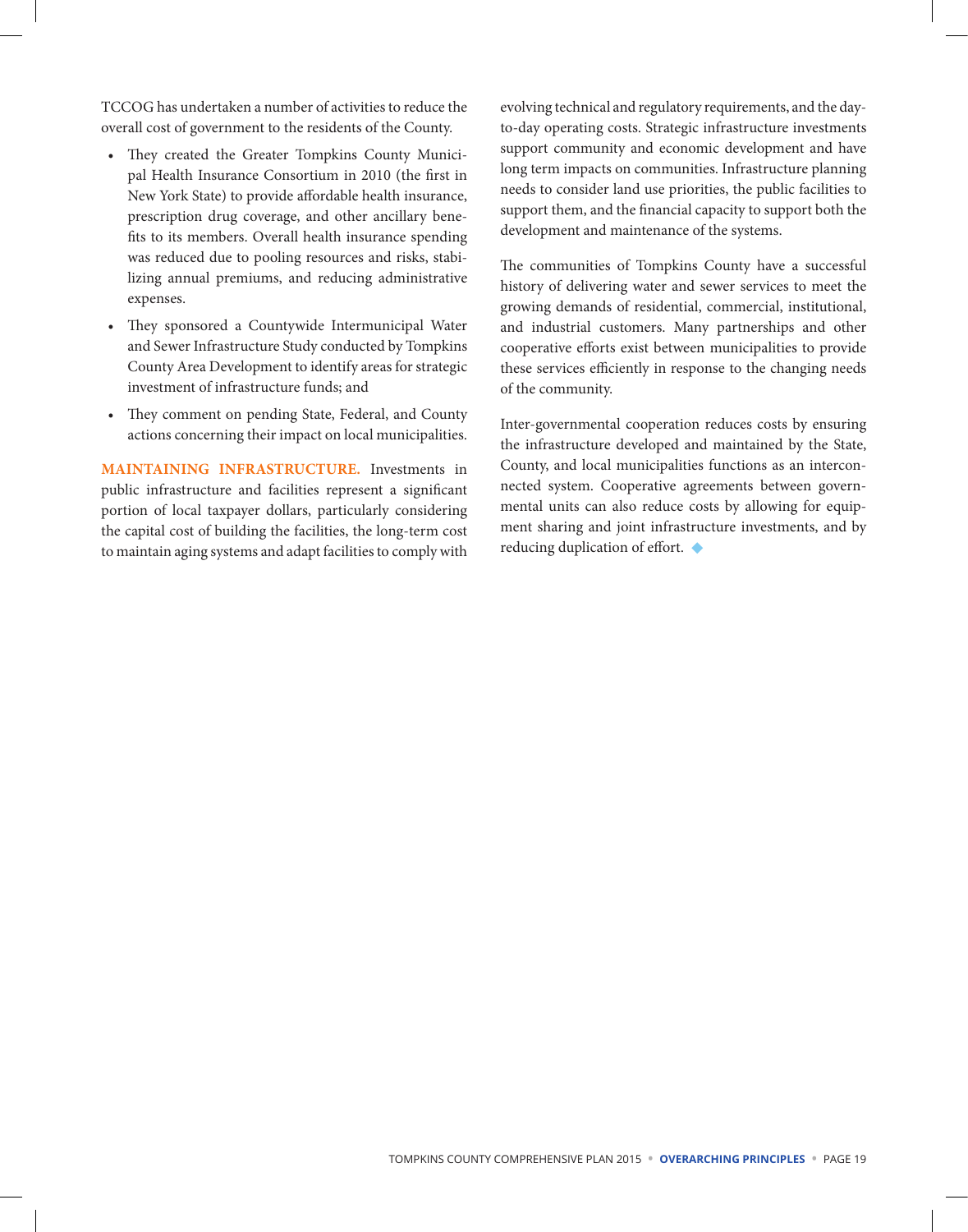TCCOG has undertaken a number of activities to reduce the overall cost of government to the residents of the County.

- They created the Greater Tompkins County Municipal Health Insurance Consortium in 2010 (the first in New York State) to provide affordable health insurance, prescription drug coverage, and other ancillary benefits to its members. Overall health insurance spending was reduced due to pooling resources and risks, stabilizing annual premiums, and reducing administrative expenses.
- They sponsored a Countywide Intermunicipal Water and Sewer Infrastructure Study conducted by Tompkins County Area Development to identify areas for strategic investment of infrastructure funds; and
- They comment on pending State, Federal, and County actions concerning their impact on local municipalities.

**MAINTAINING INFRASTRUCTURE.** Investments in public infrastructure and facilities represent a significant portion of local taxpayer dollars, particularly considering the capital cost of building the facilities, the long-term cost to maintain aging systems and adapt facilities to comply with evolving technical and regulatory requirements, and the day-to-day operating costs. Strategic infrastructure investments support community and economic development and have long term impacts on communities. Infrastructure planning needs to consider land use priorities, the public facilities to support them, and the financial capacity to support both the development and maintenance of the systems.

The communities of Tompkins County have a successful history of delivering water and sewer services to meet the growing demands of residential, commercial, institutional, and industrial customers. Many partnerships and other cooperative efforts exist between municipalities to provide these services efficiently in response to the changing needs of the community.

Inter-governmental cooperation reduces costs by ensuring the infrastructure developed and maintained by the State, County, and local municipalities functions as an interconnected system. Cooperative agreements between governmental units can also reduce costs by allowing for equipment sharing and joint infrastructure investments, and by reducing duplication of effort. ◆